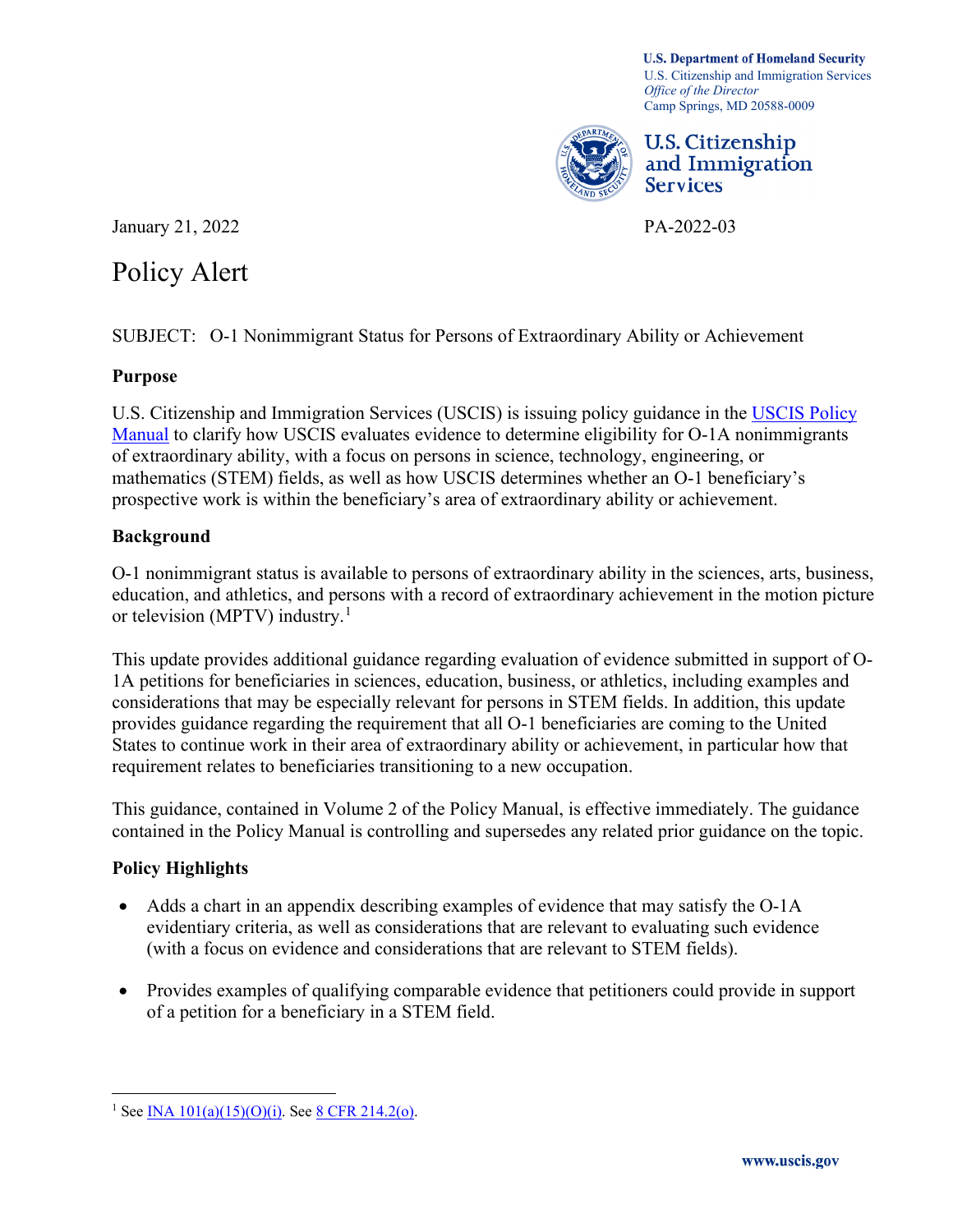U.S. Department of Homeland Security
U.S. Citizenship and Immigration Services
*Office of the Director*
Camp Springs, MD 20588-0009

U.S. Citizenship and Immigration Services

January 21, 2022

PA-2022-03

# Policy Alert

SUBJECT: O-1 Nonimmigrant Status for Persons of Extraordinary Ability or Achievement

## Purpose

U.S. Citizenship and Immigration Services (USCIS) is issuing policy guidance in the USCIS Policy Manual to clarify how USCIS evaluates evidence to determine eligibility for O-1A nonimmigrants of extraordinary ability, with a focus on persons in science, technology, engineering, or mathematics (STEM) fields, as well as how USCIS determines whether an O-1 beneficiary's prospective work is within the beneficiary's area of extraordinary ability or achievement.

## Background

O-1 nonimmigrant status is available to persons of extraordinary ability in the sciences, arts, business, education, and athletics, and persons with a record of extraordinary achievement in the motion picture or television (MPTV) industry.[1]

This update provides additional guidance regarding evaluation of evidence submitted in support of O-1A petitions for beneficiaries in sciences, education, business, or athletics, including examples and considerations that may be especially relevant for persons in STEM fields. In addition, this update provides guidance regarding the requirement that all O-1 beneficiaries are coming to the United States to continue work in their area of extraordinary ability or achievement, in particular how that requirement relates to beneficiaries transitioning to a new occupation.

This guidance, contained in Volume 2 of the Policy Manual, is effective immediately. The guidance contained in the Policy Manual is controlling and supersedes any related prior guidance on the topic.

## Policy Highlights

- Adds a chart in an appendix describing examples of evidence that may satisfy the O-1A evidentiary criteria, as well as considerations that are relevant to evaluating such evidence (with a focus on evidence and considerations that are relevant to STEM fields).

- Provides examples of qualifying comparable evidence that petitioners could provide in support of a petition for a beneficiary in a STEM field.

---

[1] See INA 101(a)(15)(O)(i). See 8 CFR 214.2(o).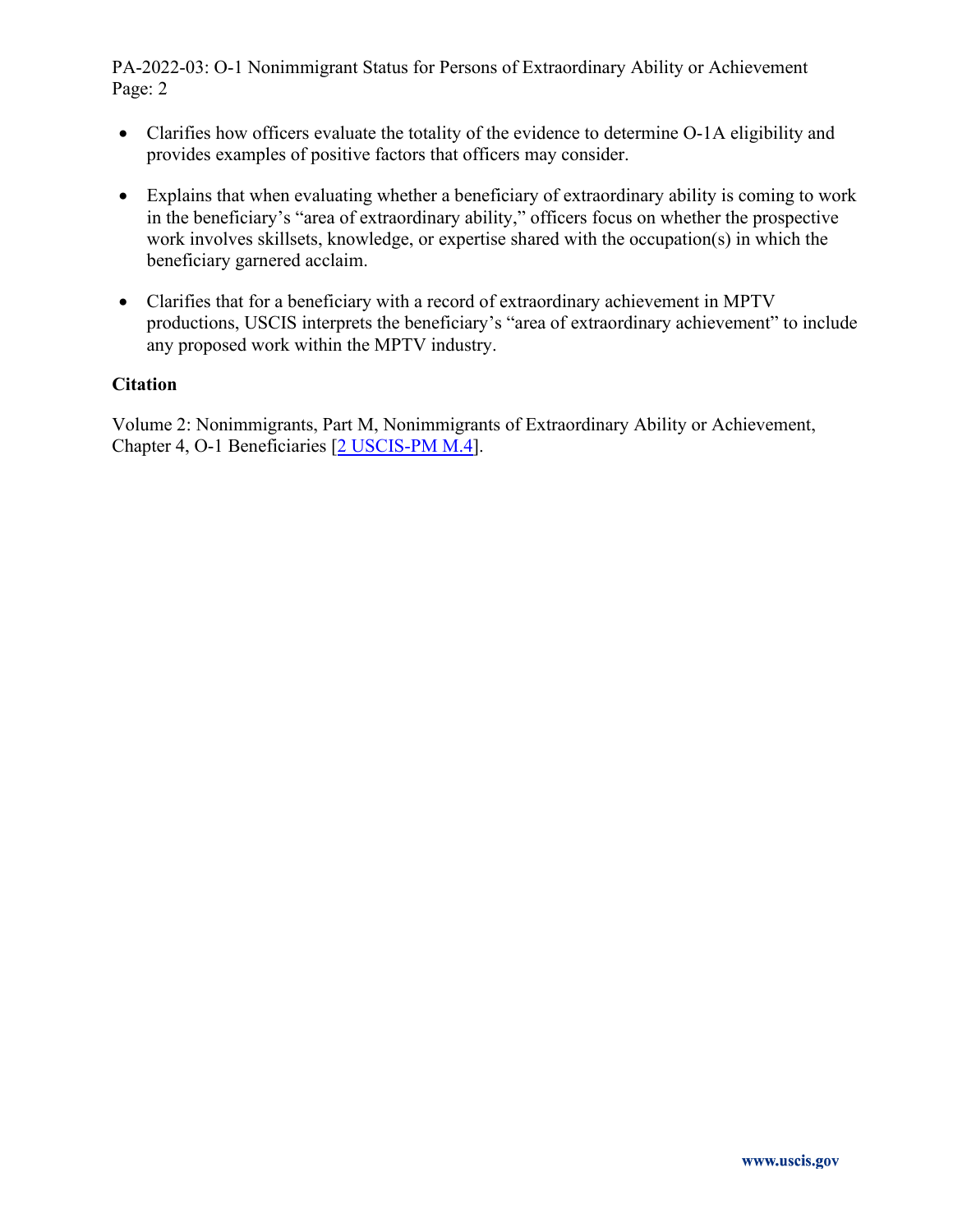- Clarifies how officers evaluate the totality of the evidence to determine O-1A eligibility and provides examples of positive factors that officers may consider.
- Explains that when evaluating whether a beneficiary of extraordinary ability is coming to work in the beneficiary's "area of extraordinary ability," officers focus on whether the prospective work involves skillsets, knowledge, or expertise shared with the occupation(s) in which the beneficiary garnered acclaim.
- Clarifies that for a beneficiary with a record of extraordinary achievement in MPTV productions, USCIS interprets the beneficiary's "area of extraordinary achievement" to include any proposed work within the MPTV industry.

**Citation**

Volume 2: Nonimmigrants, Part M, Nonimmigrants of Extraordinary Ability or Achievement, Chapter 4, O-1 Beneficiaries [2 USCIS-PM M.4].